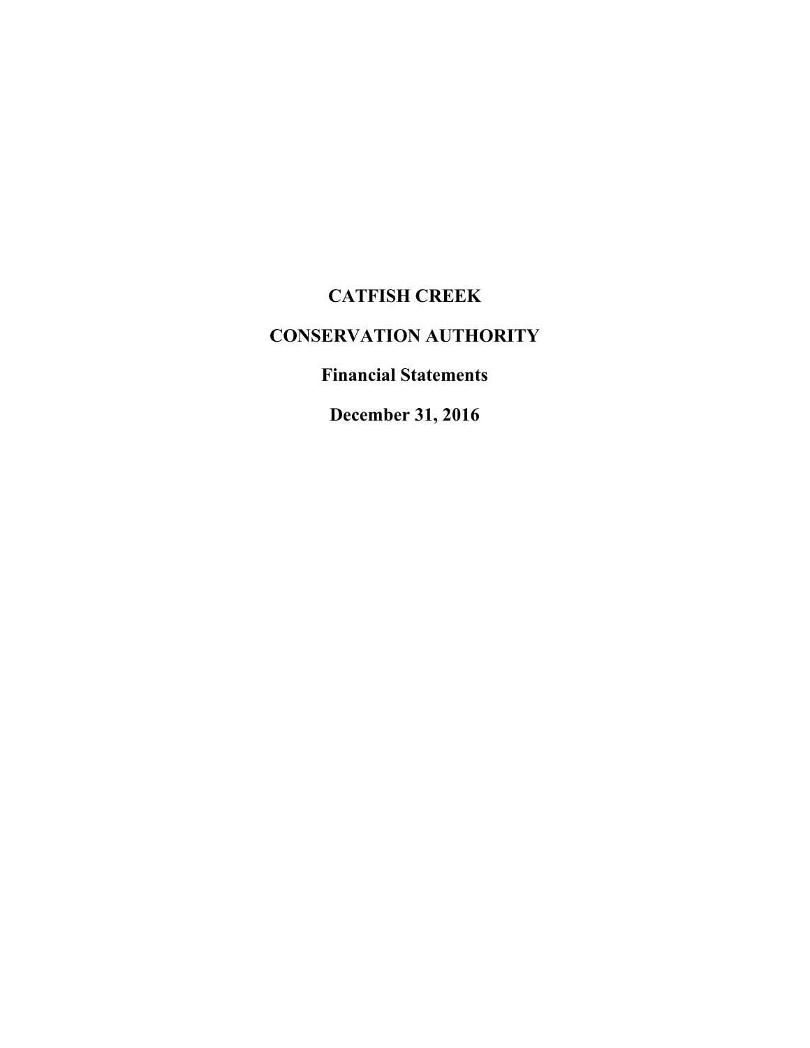# CATFISH CREEK

# CONSERVATION AUTHORITY

## Financial Statements

## December 31, 2016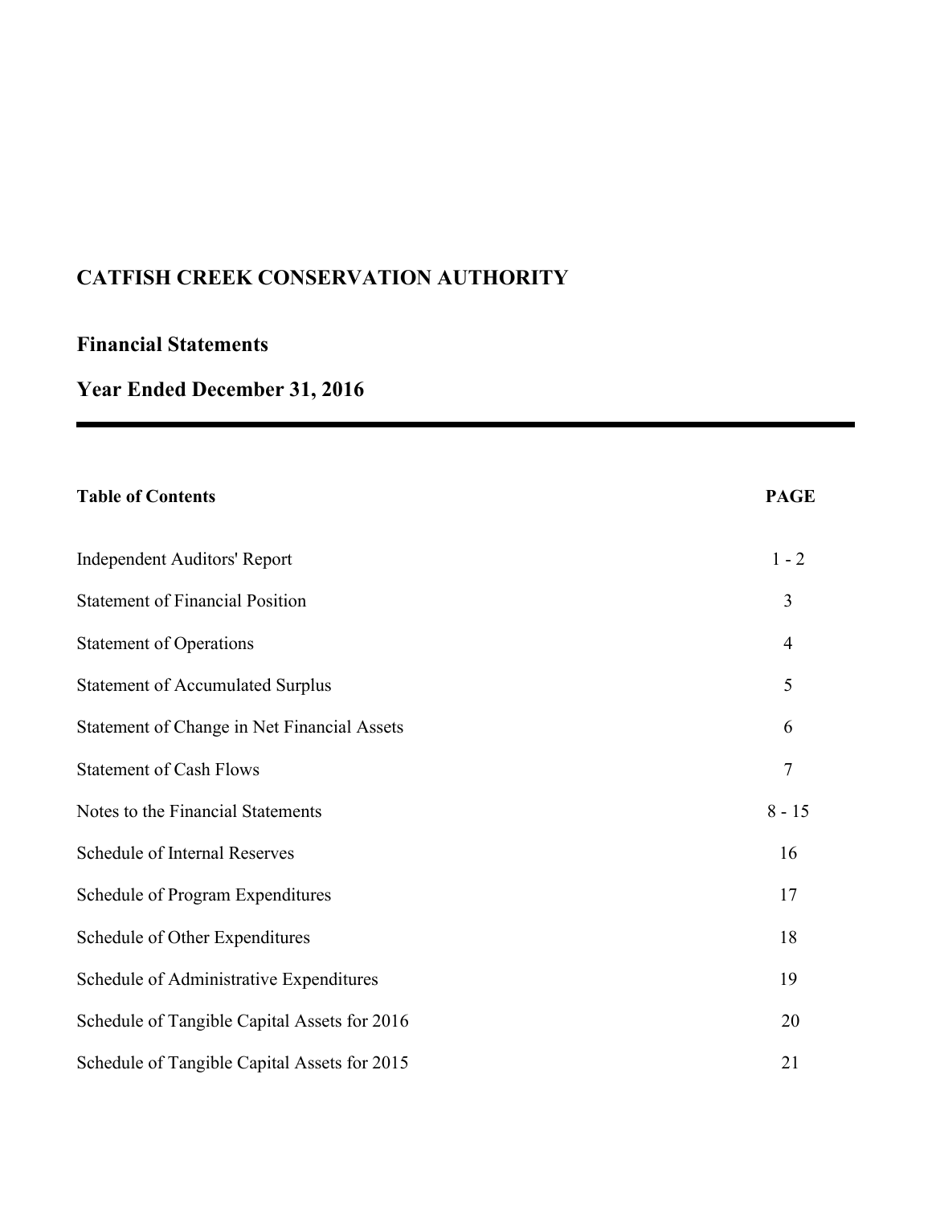# CATFISH CREEK CONSERVATION AUTHORITY

## Financial Statements

## Year Ended December 31, 2016

---

| Table of Contents | PAGE |
|---|---|
| Independent Auditors' Report | 1 - 2 |
| Statement of Financial Position | 3 |
| Statement of Operations | 4 |
| Statement of Accumulated Surplus | 5 |
| Statement of Change in Net Financial Assets | 6 |
| Statement of Cash Flows | 7 |
| Notes to the Financial Statements | 8 - 15 |
| Schedule of Internal Reserves | 16 |
| Schedule of Program Expenditures | 17 |
| Schedule of Other Expenditures | 18 |
| Schedule of Administrative Expenditures | 19 |
| Schedule of Tangible Capital Assets for 2016 | 20 |
| Schedule of Tangible Capital Assets for 2015 | 21 |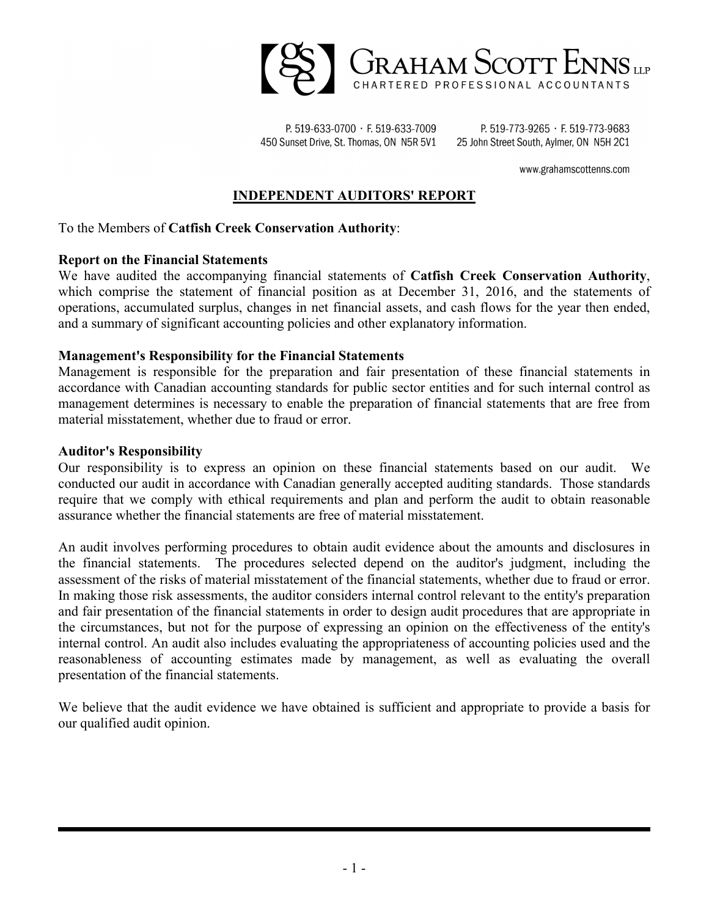GRAHAM SCOTT ENNS LLP
CHARTERED PROFESSIONAL ACCOUNTANTS

P. 519-633-0700 · F. 519-633-7009
450 Sunset Drive, St. Thomas, ON N5R 5V1

P. 519-773-9265 · F. 519-773-9683
25 John Street South, Aylmer, ON N5H 2C1

www.grahamscottenns.com

## INDEPENDENT AUDITORS' REPORT

To the Members of **Catfish Creek Conservation Authority**:

**Report on the Financial Statements**

We have audited the accompanying financial statements of **Catfish Creek Conservation Authority**, which comprise the statement of financial position as at December 31, 2016, and the statements of operations, accumulated surplus, changes in net financial assets, and cash flows for the year then ended, and a summary of significant accounting policies and other explanatory information.

**Management's Responsibility for the Financial Statements**

Management is responsible for the preparation and fair presentation of these financial statements in accordance with Canadian accounting standards for public sector entities and for such internal control as management determines is necessary to enable the preparation of financial statements that are free from material misstatement, whether due to fraud or error.

**Auditor's Responsibility**

Our responsibility is to express an opinion on these financial statements based on our audit. We conducted our audit in accordance with Canadian generally accepted auditing standards. Those standards require that we comply with ethical requirements and plan and perform the audit to obtain reasonable assurance whether the financial statements are free of material misstatement.

An audit involves performing procedures to obtain audit evidence about the amounts and disclosures in the financial statements. The procedures selected depend on the auditor's judgment, including the assessment of the risks of material misstatement of the financial statements, whether due to fraud or error. In making those risk assessments, the auditor considers internal control relevant to the entity's preparation and fair presentation of the financial statements in order to design audit procedures that are appropriate in the circumstances, but not for the purpose of expressing an opinion on the effectiveness of the entity's internal control. An audit also includes evaluating the appropriateness of accounting policies used and the reasonableness of accounting estimates made by management, as well as evaluating the overall presentation of the financial statements.

We believe that the audit evidence we have obtained is sufficient and appropriate to provide a basis for our qualified audit opinion.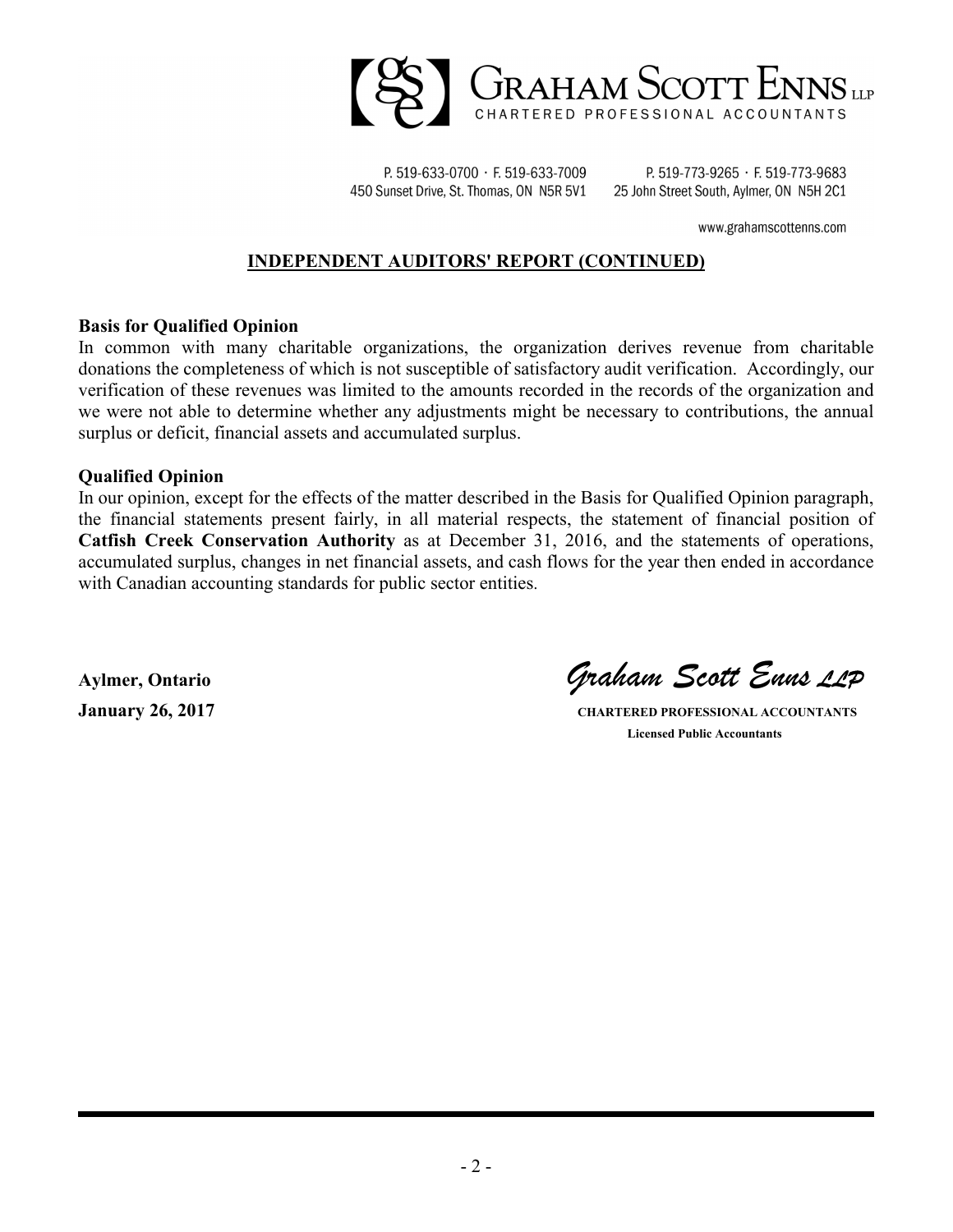# GRAHAM SCOTT ENNS LLP

CHARTERED PROFESSIONAL ACCOUNTANTS

P. 519-633-0700 · F. 519-633-7009
450 Sunset Drive, St. Thomas, ON N5R 5V1

P. 519-773-9265 · F. 519-773-9683
25 John Street South, Aylmer, ON N5H 2C1

www.grahamscottenns.com

## INDEPENDENT AUDITORS' REPORT (CONTINUED)

**Basis for Qualified Opinion**

In common with many charitable organizations, the organization derives revenue from charitable donations the completeness of which is not susceptible of satisfactory audit verification. Accordingly, our verification of these revenues was limited to the amounts recorded in the records of the organization and we were not able to determine whether any adjustments might be necessary to contributions, the annual surplus or deficit, financial assets and accumulated surplus.

**Qualified Opinion**

In our opinion, except for the effects of the matter described in the Basis for Qualified Opinion paragraph, the financial statements present fairly, in all material respects, the statement of financial position of **Catfish Creek Conservation Authority** as at December 31, 2016, and the statements of operations, accumulated surplus, changes in net financial assets, and cash flows for the year then ended in accordance with Canadian accounting standards for public sector entities.

**Aylmer, Ontario**
**January 26, 2017**

*Graham Scott Enns LLP*
**CHARTERED PROFESSIONAL ACCOUNTANTS**
**Licensed Public Accountants**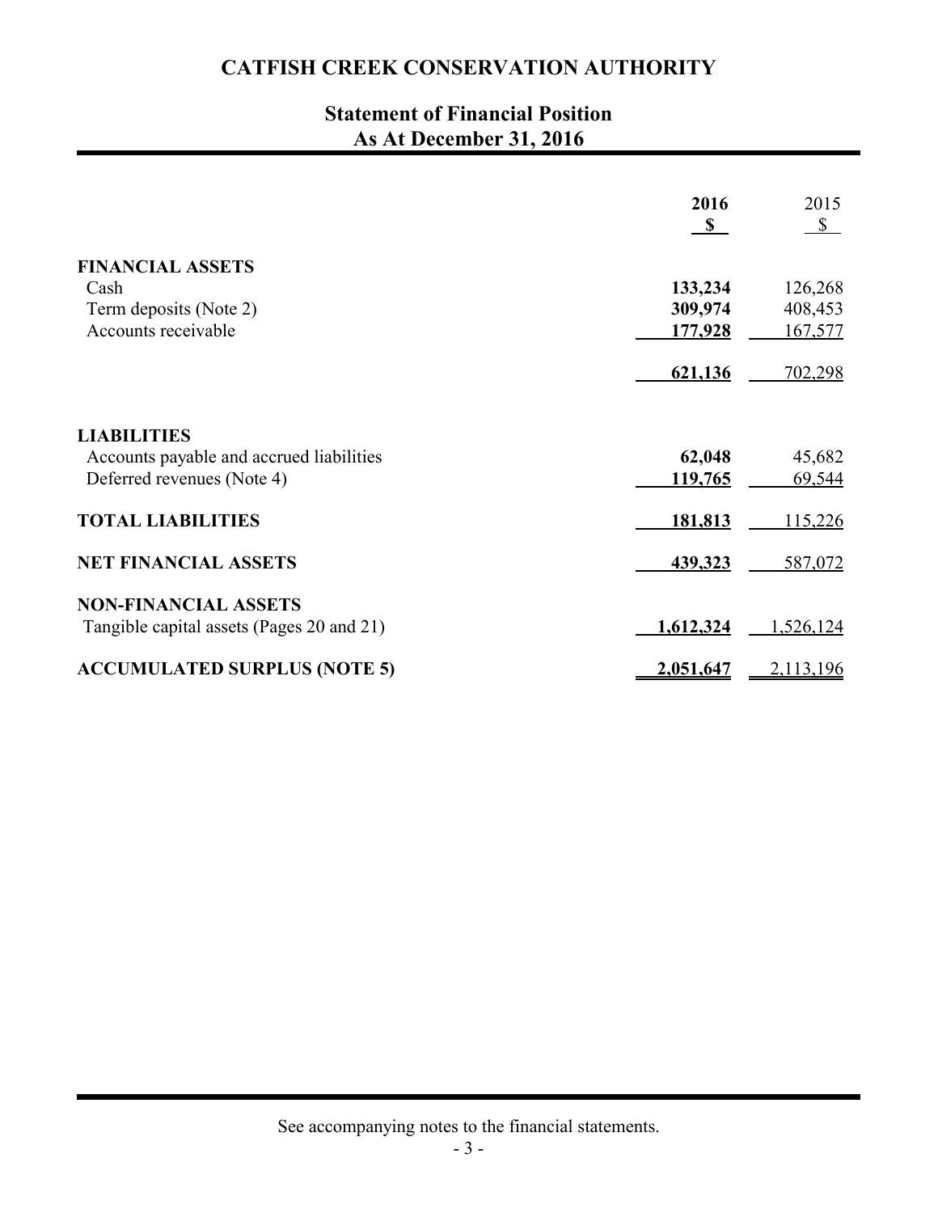# CATFISH CREEK CONSERVATION AUTHORITY

## Statement of Financial Position
## As At December 31, 2016

| | 2016 $ | 2015 $ |
|---|---|---|
| **FINANCIAL ASSETS** | | |
| Cash | **133,234** | 126,268 |
| Term deposits (Note 2) | **309,974** | 408,453 |
| Accounts receivable | **177,928** | 167,577 |
| | **621,136** | 702,298 |
| **LIABILITIES** | | |
| Accounts payable and accrued liabilities | **62,048** | 45,682 |
| Deferred revenues (Note 4) | **119,765** | 69,544 |
| **TOTAL LIABILITIES** | **181,813** | 115,226 |
| **NET FINANCIAL ASSETS** | **439,323** | 587,072 |
| **NON-FINANCIAL ASSETS** | | |
| Tangible capital assets (Pages 20 and 21) | **1,612,324** | 1,526,124 |
| **ACCUMULATED SURPLUS (NOTE 5)** | **2,051,647** | 2,113,196 |

See accompanying notes to the financial statements.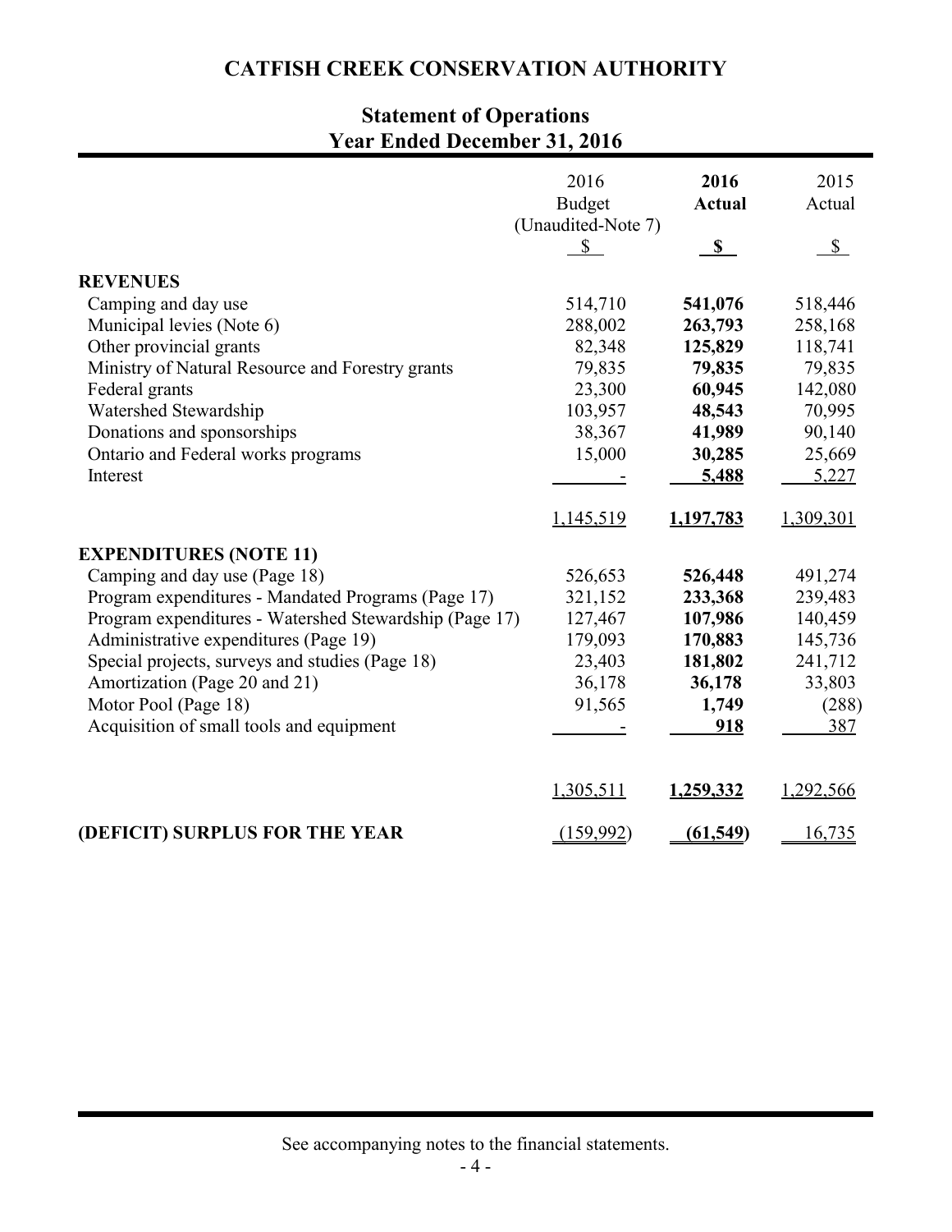# CATFISH CREEK CONSERVATION AUTHORITY

## Statement of Operations
## Year Ended December 31, 2016

| | 2016 Budget (Unaudited-Note 7) | **2016 Actual** | 2015 Actual |
|---|---|---|---|
| | $ | **$** | $ |
| **REVENUES** | | | |
| Camping and day use | 514,710 | **541,076** | 518,446 |
| Municipal levies (Note 6) | 288,002 | **263,793** | 258,168 |
| Other provincial grants | 82,348 | **125,829** | 118,741 |
| Ministry of Natural Resource and Forestry grants | 79,835 | **79,835** | 79,835 |
| Federal grants | 23,300 | **60,945** | 142,080 |
| Watershed Stewardship | 103,957 | **48,543** | 70,995 |
| Donations and sponsorships | 38,367 | **41,989** | 90,140 |
| Ontario and Federal works programs | 15,000 | **30,285** | 25,669 |
| Interest | - | **5,488** | 5,227 |
| | 1,145,519 | **1,197,783** | 1,309,301 |
| **EXPENDITURES (NOTE 11)** | | | |
| Camping and day use (Page 18) | 526,653 | **526,448** | 491,274 |
| Program expenditures - Mandated Programs (Page 17) | 321,152 | **233,368** | 239,483 |
| Program expenditures - Watershed Stewardship (Page 17) | 127,467 | **107,986** | 140,459 |
| Administrative expenditures (Page 19) | 179,093 | **170,883** | 145,736 |
| Special projects, surveys and studies (Page 18) | 23,403 | **181,802** | 241,712 |
| Amortization (Page 20 and 21) | 36,178 | **36,178** | 33,803 |
| Motor Pool (Page 18) | 91,565 | **1,749** | (288) |
| Acquisition of small tools and equipment | - | **918** | 387 |
| | 1,305,511 | **1,259,332** | 1,292,566 |
| **(DEFICIT) SURPLUS FOR THE YEAR** | (159,992) | **(61,549)** | 16,735 |

See accompanying notes to the financial statements.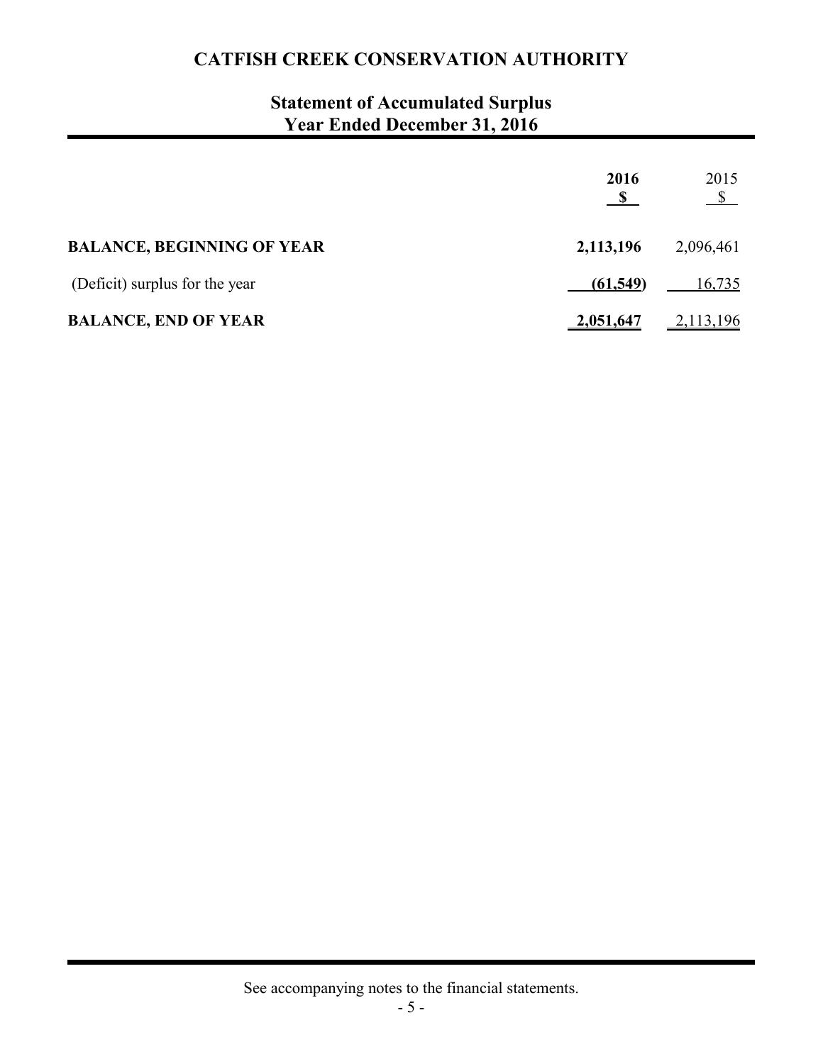# CATFISH CREEK CONSERVATION AUTHORITY

## Statement of Accumulated Surplus
## Year Ended December 31, 2016

| | **2016** | 2015 |
|---|---|---|
| | **$** | $ |
| **BALANCE, BEGINNING OF YEAR** | **2,113,196** | 2,096,461 |
| (Deficit) surplus for the year | **(61,549)** | 16,735 |
| **BALANCE, END OF YEAR** | **2,051,647** | 2,113,196 |

See accompanying notes to the financial statements.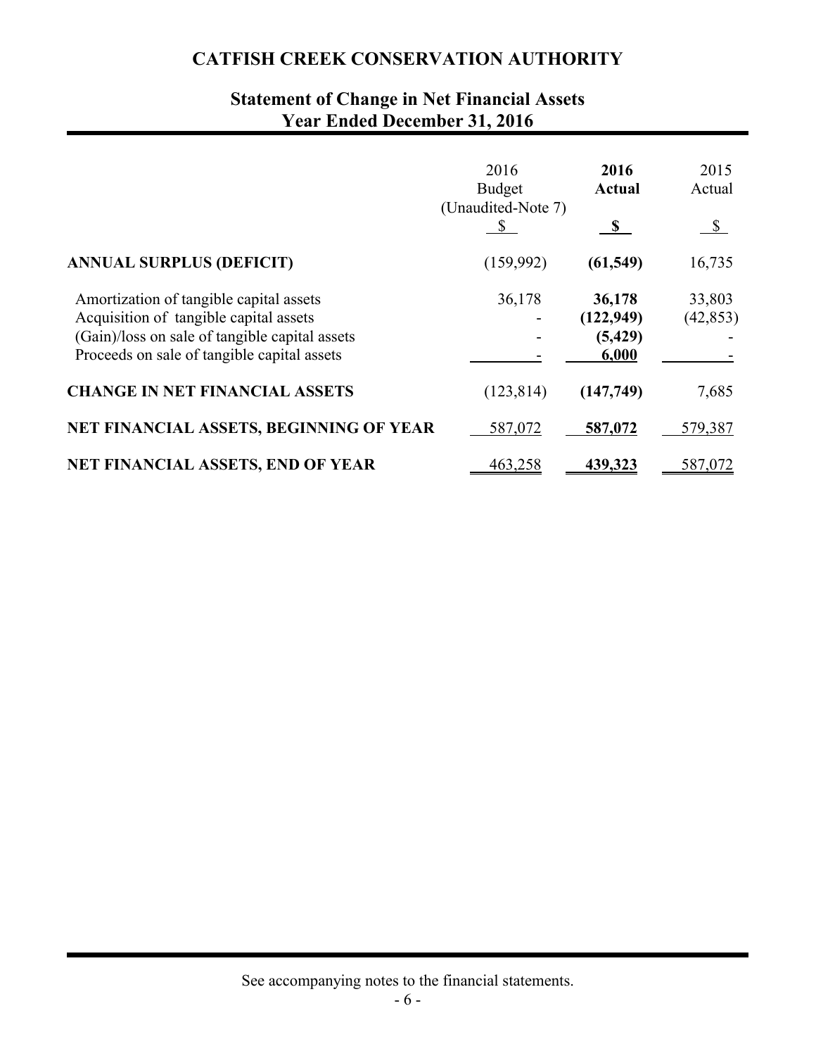# CATFISH CREEK CONSERVATION AUTHORITY

## Statement of Change in Net Financial Assets
## Year Ended December 31, 2016

| | 2016 Budget (Unaudited-Note 7) | **2016 Actual** | 2015 Actual |
|---|---|---|---|
| | $ | **$** | $ |
| **ANNUAL SURPLUS (DEFICIT)** | (159,992) | **(61,549)** | 16,735 |
| Amortization of tangible capital assets | 36,178 | **36,178** | 33,803 |
| Acquisition of tangible capital assets | - | **(122,949)** | (42,853) |
| (Gain)/loss on sale of tangible capital assets | - | **(5,429)** | - |
| Proceeds on sale of tangible capital assets | - | **6,000** | - |
| **CHANGE IN NET FINANCIAL ASSETS** | (123,814) | **(147,749)** | 7,685 |
| **NET FINANCIAL ASSETS, BEGINNING OF YEAR** | 587,072 | **587,072** | 579,387 |
| **NET FINANCIAL ASSETS, END OF YEAR** | 463,258 | **439,323** | 587,072 |

See accompanying notes to the financial statements.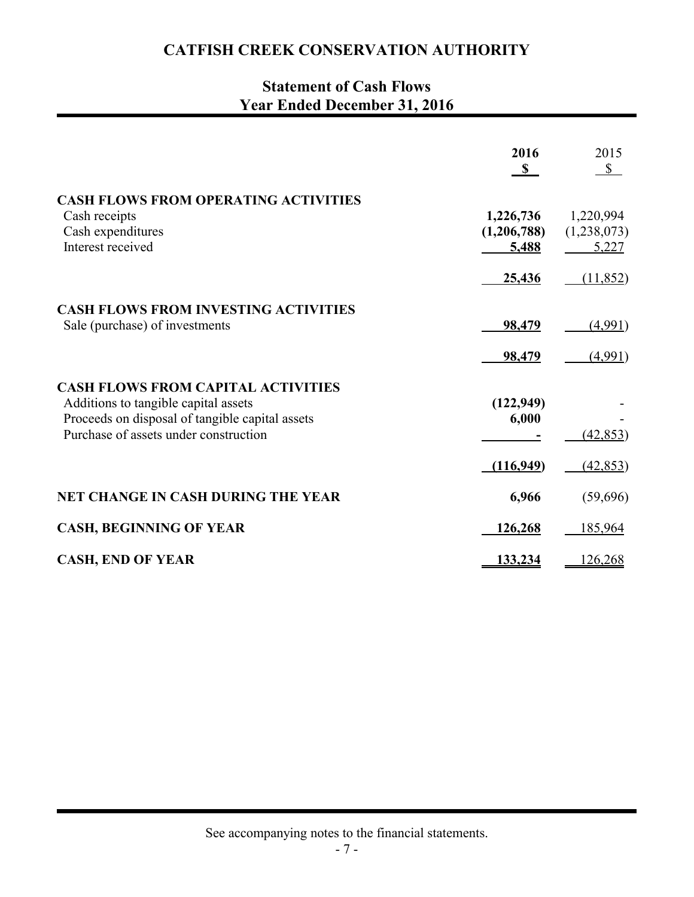# CATFISH CREEK CONSERVATION AUTHORITY

## Statement of Cash Flows
## Year Ended December 31, 2016

| | 2016 $ | 2015 $ |
|---|---|---|
| **CASH FLOWS FROM OPERATING ACTIVITIES** | | |
| Cash receipts | **1,226,736** | 1,220,994 |
| Cash expenditures | **(1,206,788)** | (1,238,073) |
| Interest received | **5,488** | 5,227 |
| | **25,436** | (11,852) |
| **CASH FLOWS FROM INVESTING ACTIVITIES** | | |
| Sale (purchase) of investments | **98,479** | (4,991) |
| | **98,479** | (4,991) |
| **CASH FLOWS FROM CAPITAL ACTIVITIES** | | |
| Additions to tangible capital assets | **(122,949)** | - |
| Proceeds on disposal of tangible capital assets | **6,000** | - |
| Purchase of assets under construction | **-** | (42,853) |
| | **(116,949)** | (42,853) |
| **NET CHANGE IN CASH DURING THE YEAR** | **6,966** | (59,696) |
| **CASH, BEGINNING OF YEAR** | **126,268** | 185,964 |
| **CASH, END OF YEAR** | **133,234** | 126,268 |

See accompanying notes to the financial statements.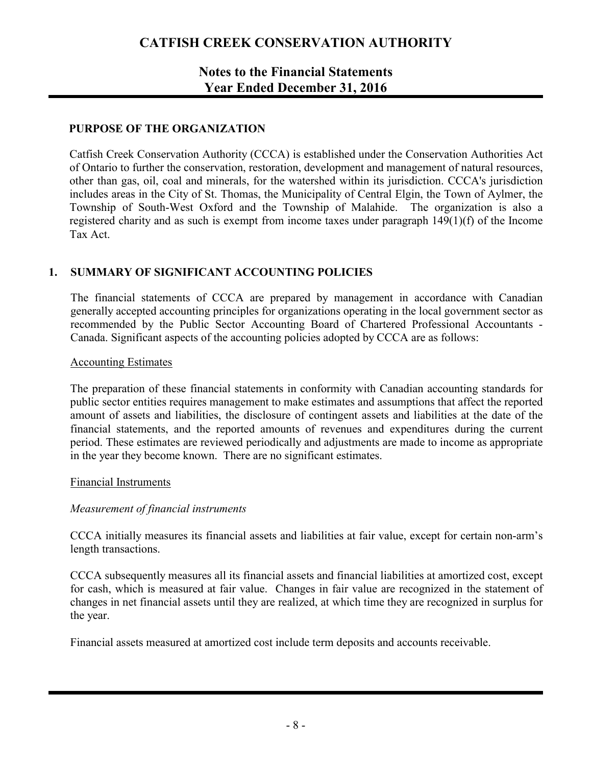# CATFISH CREEK CONSERVATION AUTHORITY

## Notes to the Financial Statements
## Year Ended December 31, 2016

### PURPOSE OF THE ORGANIZATION

Catfish Creek Conservation Authority (CCCA) is established under the Conservation Authorities Act of Ontario to further the conservation, restoration, development and management of natural resources, other than gas, oil, coal and minerals, for the watershed within its jurisdiction. CCCA's jurisdiction includes areas in the City of St. Thomas, the Municipality of Central Elgin, the Town of Aylmer, the Township of South-West Oxford and the Township of Malahide. The organization is also a registered charity and as such is exempt from income taxes under paragraph 149(1)(f) of the Income Tax Act.

### 1. SUMMARY OF SIGNIFICANT ACCOUNTING POLICIES

The financial statements of CCCA are prepared by management in accordance with Canadian generally accepted accounting principles for organizations operating in the local government sector as recommended by the Public Sector Accounting Board of Chartered Professional Accountants - Canada. Significant aspects of the accounting policies adopted by CCCA are as follows:

Accounting Estimates

The preparation of these financial statements in conformity with Canadian accounting standards for public sector entities requires management to make estimates and assumptions that affect the reported amount of assets and liabilities, the disclosure of contingent assets and liabilities at the date of the financial statements, and the reported amounts of revenues and expenditures during the current period. These estimates are reviewed periodically and adjustments are made to income as appropriate in the year they become known. There are no significant estimates.

Financial Instruments

*Measurement of financial instruments*

CCCA initially measures its financial assets and liabilities at fair value, except for certain non-arm's length transactions.

CCCA subsequently measures all its financial assets and financial liabilities at amortized cost, except for cash, which is measured at fair value. Changes in fair value are recognized in the statement of changes in net financial assets until they are realized, at which time they are recognized in surplus for the year.

Financial assets measured at amortized cost include term deposits and accounts receivable.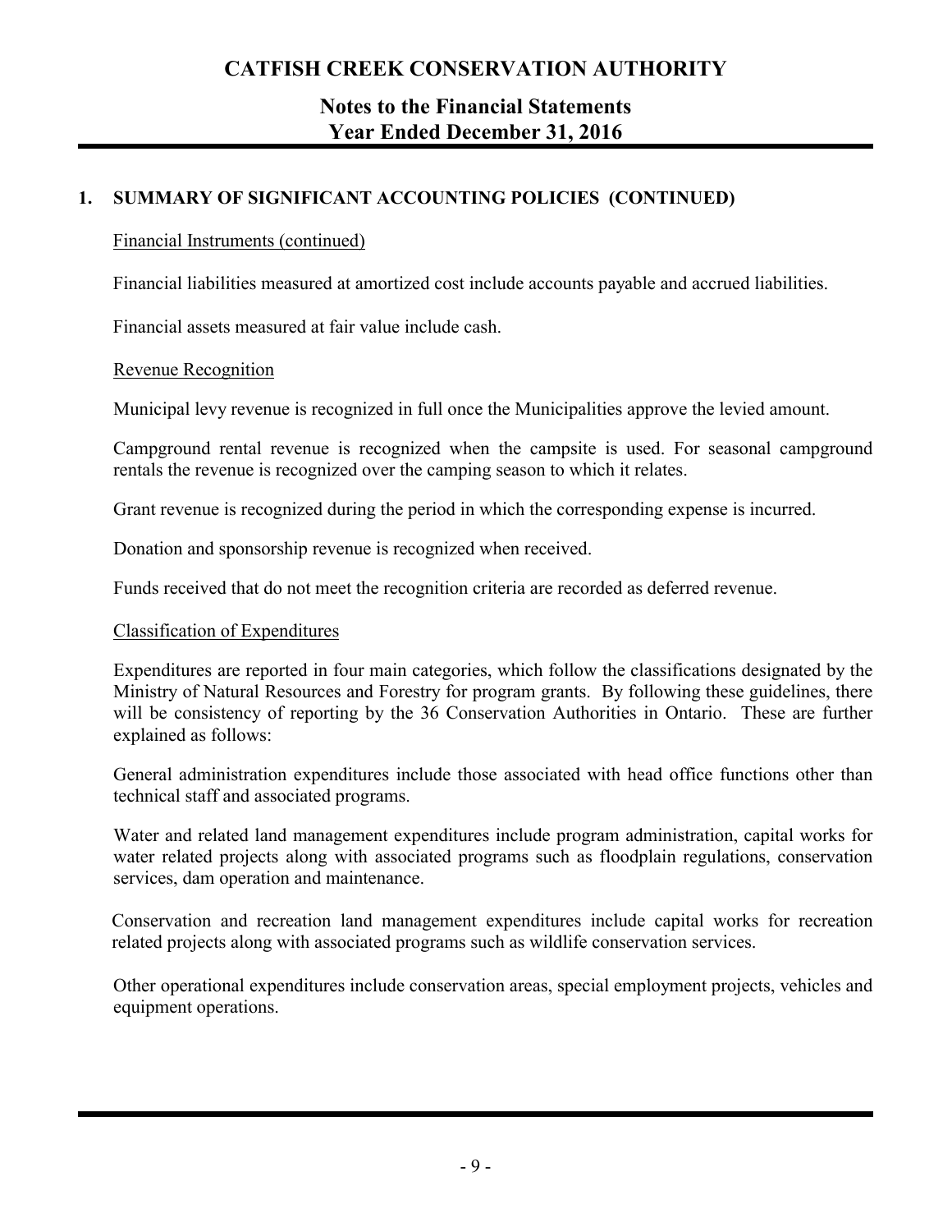## 1. SUMMARY OF SIGNIFICANT ACCOUNTING POLICIES (CONTINUED)

### Financial Instruments (continued)

Financial liabilities measured at amortized cost include accounts payable and accrued liabilities.

Financial assets measured at fair value include cash.

### Revenue Recognition

Municipal levy revenue is recognized in full once the Municipalities approve the levied amount.

Campground rental revenue is recognized when the campsite is used. For seasonal campground rentals the revenue is recognized over the camping season to which it relates.

Grant revenue is recognized during the period in which the corresponding expense is incurred.

Donation and sponsorship revenue is recognized when received.

Funds received that do not meet the recognition criteria are recorded as deferred revenue.

### Classification of Expenditures

Expenditures are reported in four main categories, which follow the classifications designated by the Ministry of Natural Resources and Forestry for program grants. By following these guidelines, there will be consistency of reporting by the 36 Conservation Authorities in Ontario. These are further explained as follows:

General administration expenditures include those associated with head office functions other than technical staff and associated programs.

Water and related land management expenditures include program administration, capital works for water related projects along with associated programs such as floodplain regulations, conservation services, dam operation and maintenance.

Conservation and recreation land management expenditures include capital works for recreation related projects along with associated programs such as wildlife conservation services.

Other operational expenditures include conservation areas, special employment projects, vehicles and equipment operations.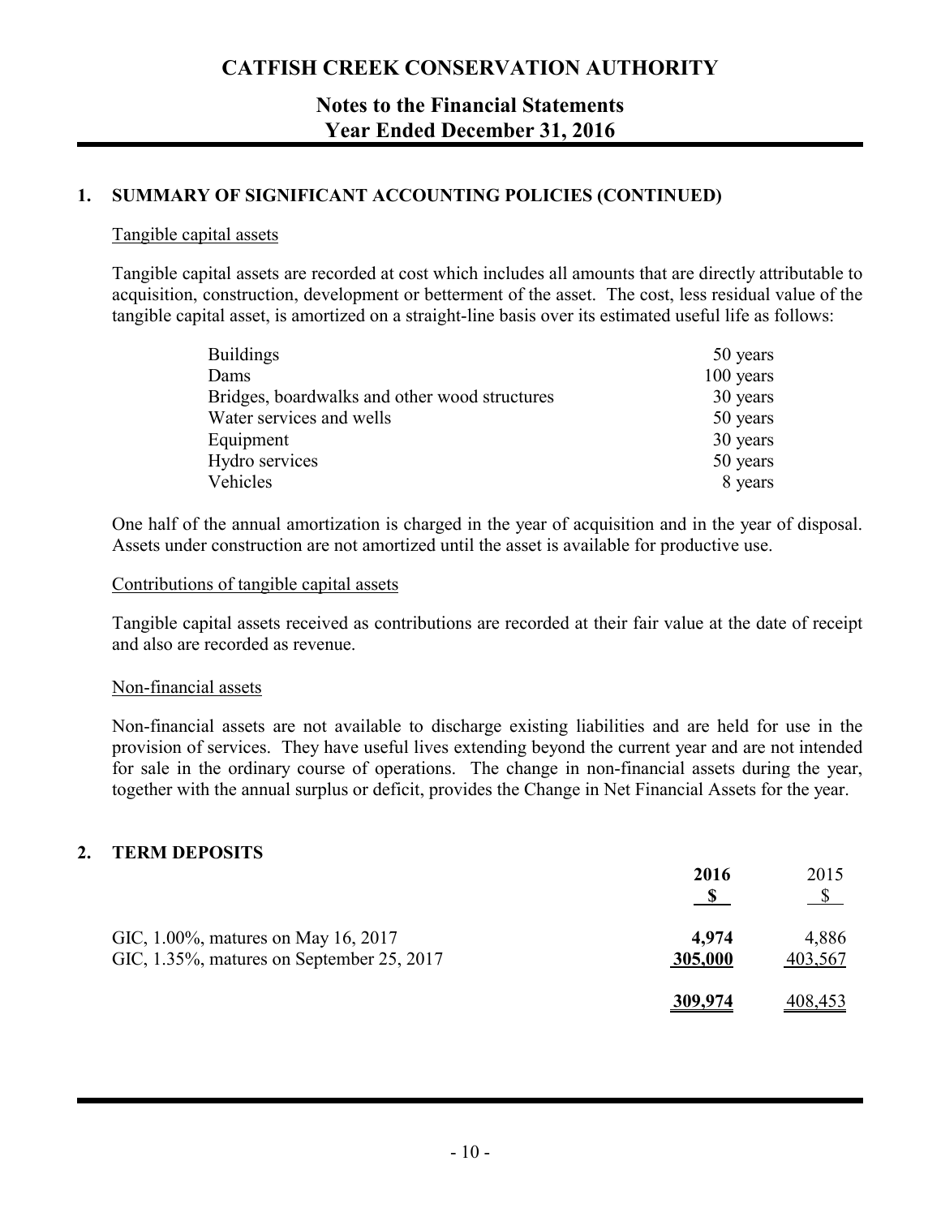# CATFISH CREEK CONSERVATION AUTHORITY

## Notes to the Financial Statements
## Year Ended December 31, 2016

### 1. SUMMARY OF SIGNIFICANT ACCOUNTING POLICIES (CONTINUED)

#### Tangible capital assets

Tangible capital assets are recorded at cost which includes all amounts that are directly attributable to acquisition, construction, development or betterment of the asset. The cost, less residual value of the tangible capital asset, is amortized on a straight-line basis over its estimated useful life as follows:

| | |
|---|---|
| Buildings | 50 years |
| Dams | 100 years |
| Bridges, boardwalks and other wood structures | 30 years |
| Water services and wells | 50 years |
| Equipment | 30 years |
| Hydro services | 50 years |
| Vehicles | 8 years |

One half of the annual amortization is charged in the year of acquisition and in the year of disposal. Assets under construction are not amortized until the asset is available for productive use.

#### Contributions of tangible capital assets

Tangible capital assets received as contributions are recorded at their fair value at the date of receipt and also are recorded as revenue.

#### Non-financial assets

Non-financial assets are not available to discharge existing liabilities and are held for use in the provision of services. They have useful lives extending beyond the current year and are not intended for sale in the ordinary course of operations. The change in non-financial assets during the year, together with the annual surplus or deficit, provides the Change in Net Financial Assets for the year.

### 2. TERM DEPOSITS

| | **2016** | 2015 |
|---|---|---|
| | **$** | $ |
| GIC, 1.00%, matures on May 16, 2017 | **4,974** | 4,886 |
| GIC, 1.35%, matures on September 25, 2017 | **305,000** | 403,567 |
| | **309,974** | 408,453 |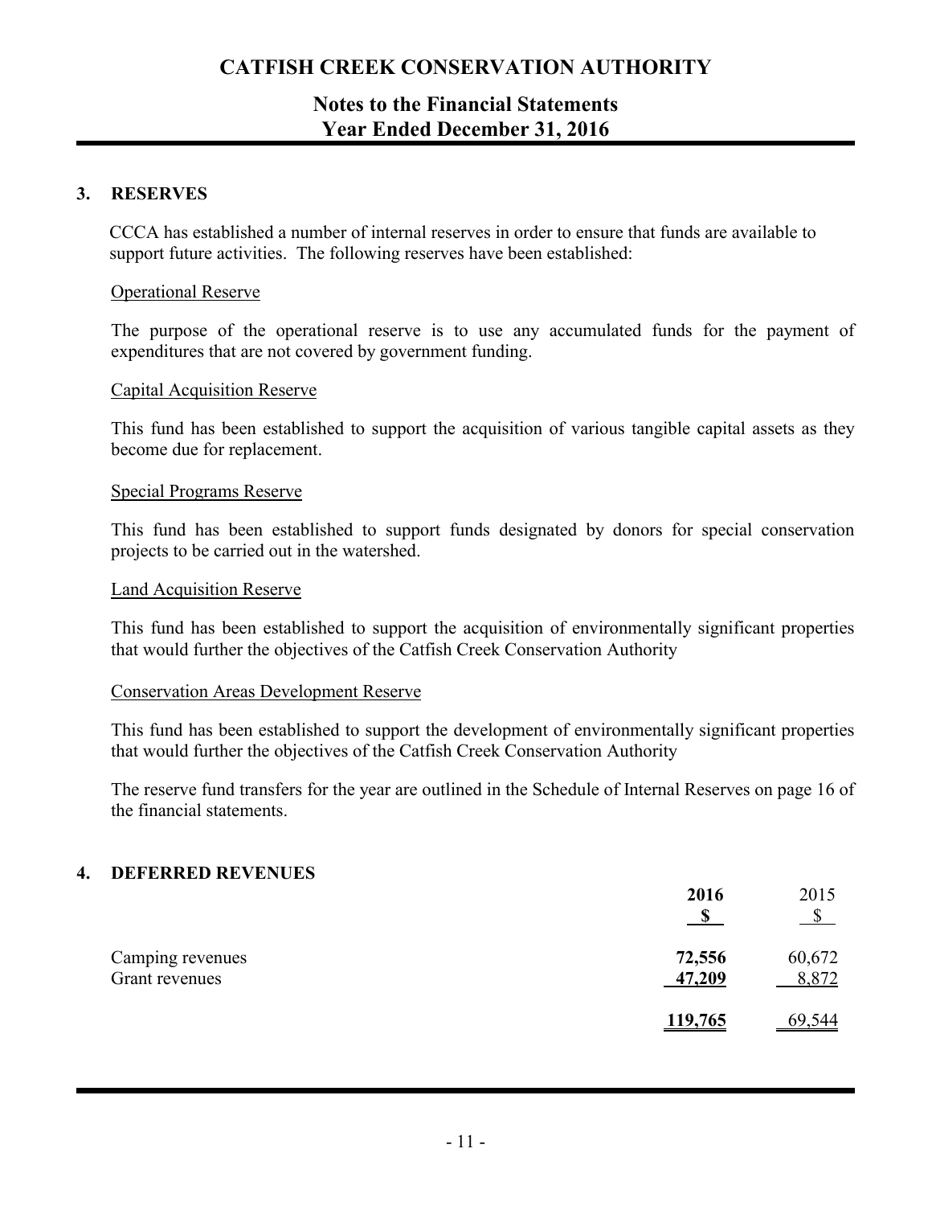## 3. RESERVES

CCCA has established a number of internal reserves in order to ensure that funds are available to support future activities. The following reserves have been established:

Operational Reserve

The purpose of the operational reserve is to use any accumulated funds for the payment of expenditures that are not covered by government funding.

Capital Acquisition Reserve

This fund has been established to support the acquisition of various tangible capital assets as they become due for replacement.

Special Programs Reserve

This fund has been established to support funds designated by donors for special conservation projects to be carried out in the watershed.

Land Acquisition Reserve

This fund has been established to support the acquisition of environmentally significant properties that would further the objectives of the Catfish Creek Conservation Authority

Conservation Areas Development Reserve

This fund has been established to support the development of environmentally significant properties that would further the objectives of the Catfish Creek Conservation Authority

The reserve fund transfers for the year are outlined in the Schedule of Internal Reserves on page 16 of the financial statements.

## 4. DEFERRED REVENUES

| | **2016** | 2015 |
|---|---|---|
| | **$** | $ |
| Camping revenues | **72,556** | 60,672 |
| Grant revenues | **47,209** | 8,872 |
| | **119,765** | 69,544 |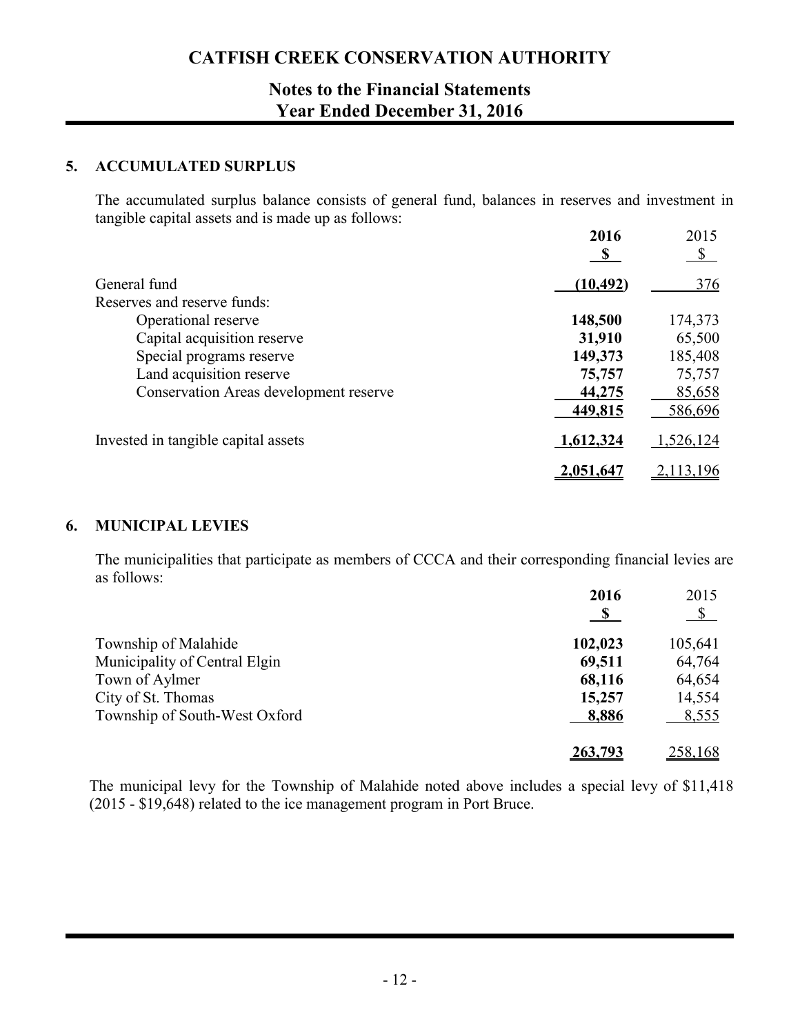# CATFISH CREEK CONSERVATION AUTHORITY

## Notes to the Financial Statements
## Year Ended December 31, 2016

### 5. ACCUMULATED SURPLUS

The accumulated surplus balance consists of general fund, balances in reserves and investment in tangible capital assets and is made up as follows:

| | **2016** | 2015 |
|---|---|---|
| | **$** | $ |
| General fund | **(10,492)** | 376 |
| Reserves and reserve funds: | | |
| Operational reserve | **148,500** | 174,373 |
| Capital acquisition reserve | **31,910** | 65,500 |
| Special programs reserve | **149,373** | 185,408 |
| Land acquisition reserve | **75,757** | 75,757 |
| Conservation Areas development reserve | **44,275** | 85,658 |
| | **449,815** | 586,696 |
| Invested in tangible capital assets | **1,612,324** | 1,526,124 |
| | **2,051,647** | 2,113,196 |

### 6. MUNICIPAL LEVIES

The municipalities that participate as members of CCCA and their corresponding financial levies are as follows:

| | **2016** | 2015 |
|---|---|---|
| | **$** | $ |
| Township of Malahide | **102,023** | 105,641 |
| Municipality of Central Elgin | **69,511** | 64,764 |
| Town of Aylmer | **68,116** | 64,654 |
| City of St. Thomas | **15,257** | 14,554 |
| Township of South-West Oxford | **8,886** | 8,555 |
| | **263,793** | 258,168 |

The municipal levy for the Township of Malahide noted above includes a special levy of $11,418 (2015 - $19,648) related to the ice management program in Port Bruce.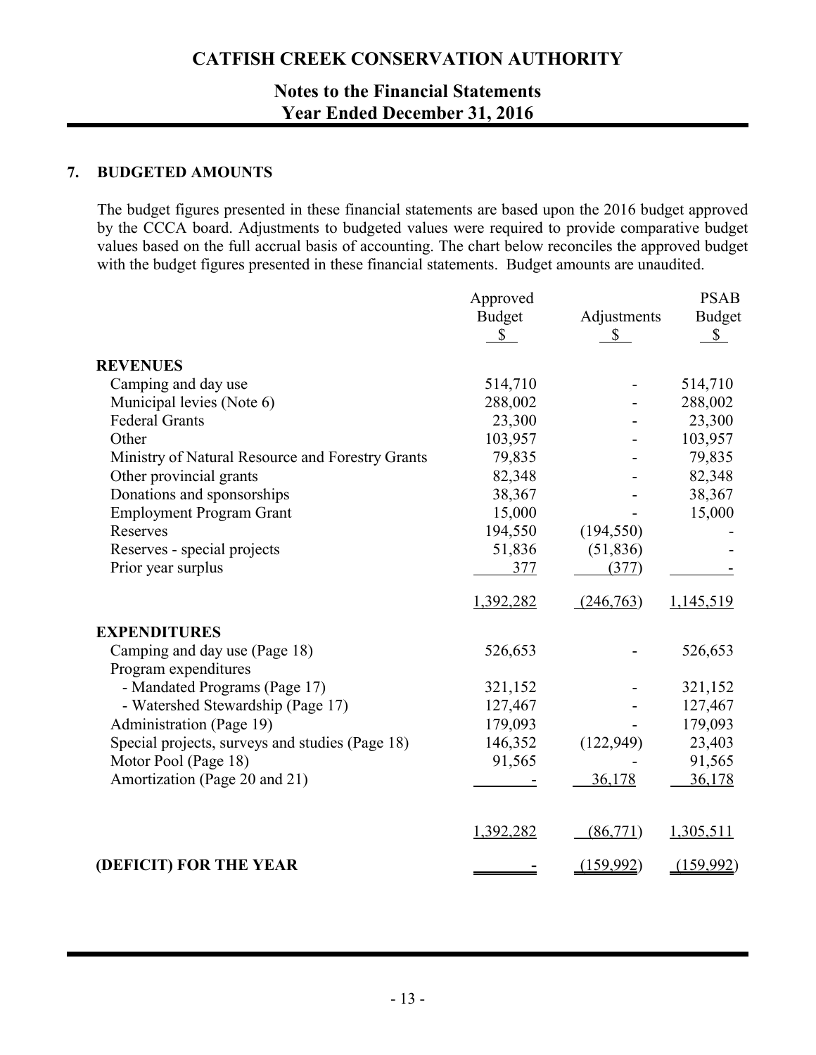## 7. BUDGETED AMOUNTS

The budget figures presented in these financial statements are based upon the 2016 budget approved by the CCCA board. Adjustments to budgeted values were required to provide comparative budget values based on the full accrual basis of accounting. The chart below reconciles the approved budget with the budget figures presented in these financial statements. Budget amounts are unaudited.

| | Approved Budget $ | Adjustments $ | PSAB Budget $ |
|---|---|---|---|
| **REVENUES** | | | |
| Camping and day use | 514,710 | - | 514,710 |
| Municipal levies (Note 6) | 288,002 | - | 288,002 |
| Federal Grants | 23,300 | - | 23,300 |
| Other | 103,957 | - | 103,957 |
| Ministry of Natural Resource and Forestry Grants | 79,835 | - | 79,835 |
| Other provincial grants | 82,348 | - | 82,348 |
| Donations and sponsorships | 38,367 | - | 38,367 |
| Employment Program Grant | 15,000 | - | 15,000 |
| Reserves | 194,550 | (194,550) | - |
| Reserves - special projects | 51,836 | (51,836) | - |
| Prior year surplus | 377 | (377) | - |
| | 1,392,282 | (246,763) | 1,145,519 |
| **EXPENDITURES** | | | |
| Camping and day use (Page 18) | 526,653 | - | 526,653 |
| Program expenditures | | | |
| - Mandated Programs (Page 17) | 321,152 | - | 321,152 |
| - Watershed Stewardship (Page 17) | 127,467 | - | 127,467 |
| Administration (Page 19) | 179,093 | - | 179,093 |
| Special projects, surveys and studies (Page 18) | 146,352 | (122,949) | 23,403 |
| Motor Pool (Page 18) | 91,565 | - | 91,565 |
| Amortization (Page 20 and 21) | - | 36,178 | 36,178 |
| | 1,392,282 | (86,771) | 1,305,511 |
| **(DEFICIT) FOR THE YEAR** | - | (159,992) | (159,992) |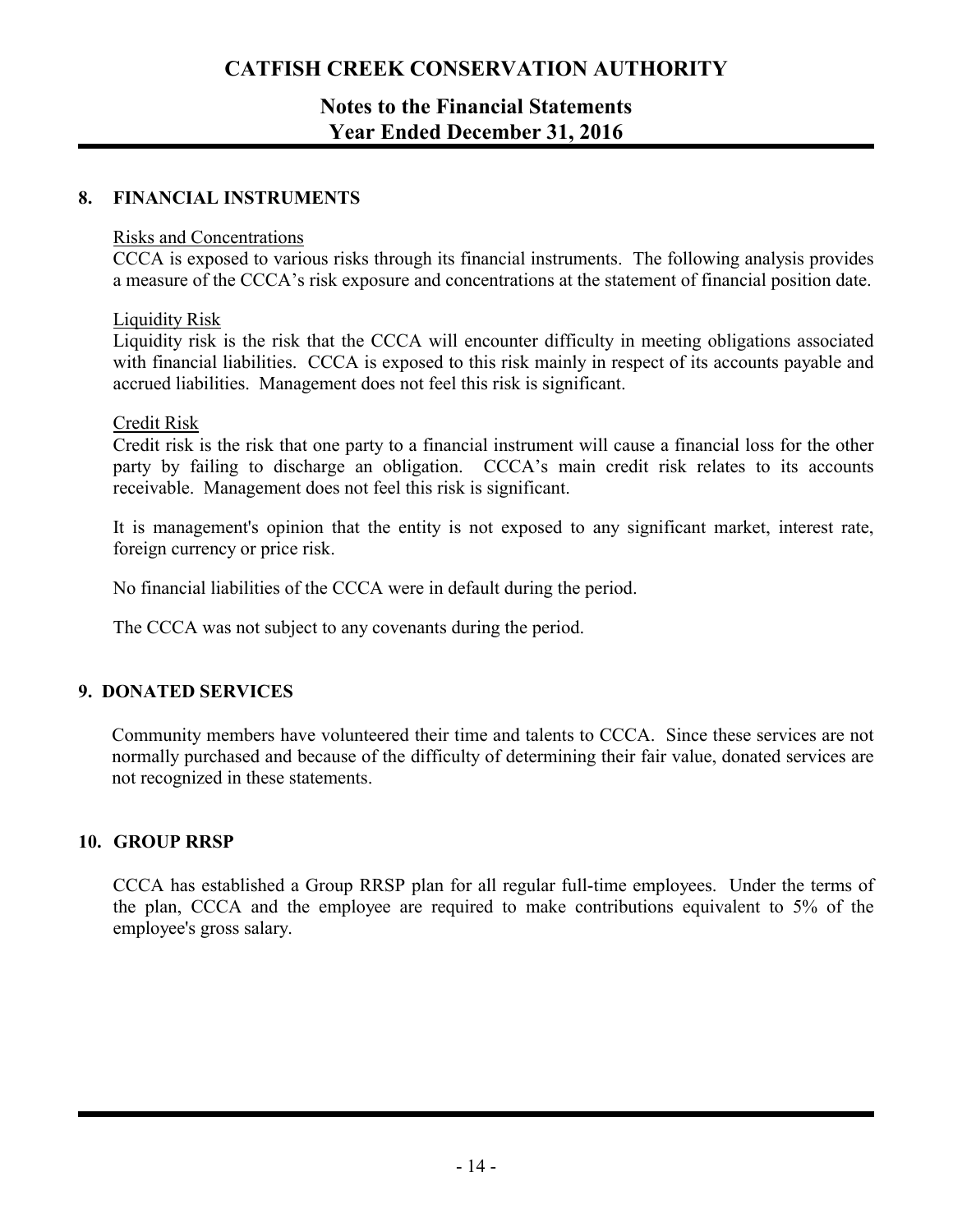## 8. FINANCIAL INSTRUMENTS

Risks and Concentrations

CCCA is exposed to various risks through its financial instruments. The following analysis provides a measure of the CCCA's risk exposure and concentrations at the statement of financial position date.

Liquidity Risk

Liquidity risk is the risk that the CCCA will encounter difficulty in meeting obligations associated with financial liabilities. CCCA is exposed to this risk mainly in respect of its accounts payable and accrued liabilities. Management does not feel this risk is significant.

Credit Risk

Credit risk is the risk that one party to a financial instrument will cause a financial loss for the other party by failing to discharge an obligation. CCCA's main credit risk relates to its accounts receivable. Management does not feel this risk is significant.

It is management's opinion that the entity is not exposed to any significant market, interest rate, foreign currency or price risk.

No financial liabilities of the CCCA were in default during the period.

The CCCA was not subject to any covenants during the period.

## 9. DONATED SERVICES

Community members have volunteered their time and talents to CCCA. Since these services are not normally purchased and because of the difficulty of determining their fair value, donated services are not recognized in these statements.

## 10. GROUP RRSP

CCCA has established a Group RRSP plan for all regular full-time employees. Under the terms of the plan, CCCA and the employee are required to make contributions equivalent to 5% of the employee's gross salary.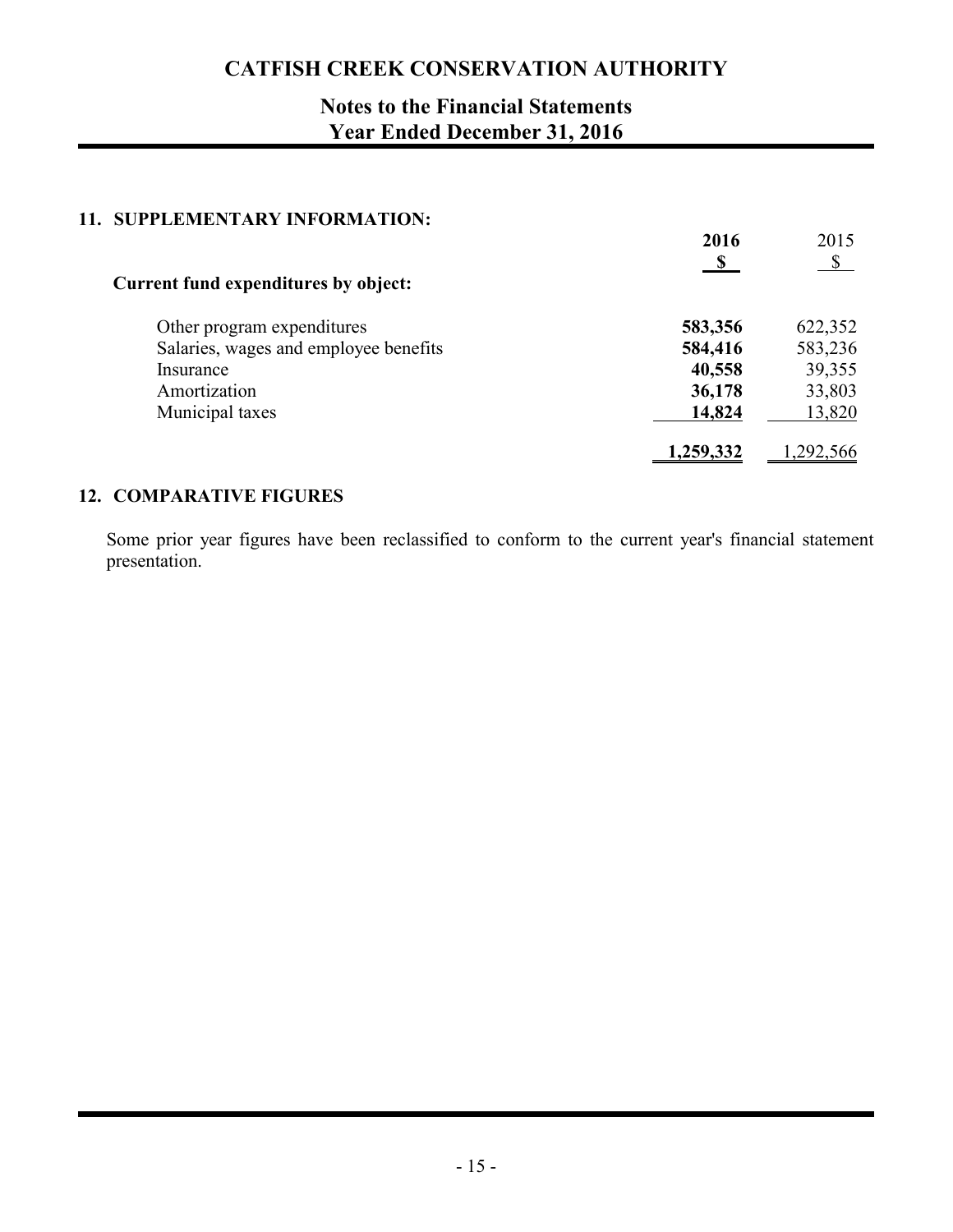# CATFISH CREEK CONSERVATION AUTHORITY

## Notes to the Financial Statements
## Year Ended December 31, 2016

### 11. SUPPLEMENTARY INFORMATION:

| | **2016** | 2015 |
|---|---|---|
| | **$** | $ |
| **Current fund expenditures by object:** | | |
| Other program expenditures | **583,356** | 622,352 |
| Salaries, wages and employee benefits | **584,416** | 583,236 |
| Insurance | **40,558** | 39,355 |
| Amortization | **36,178** | 33,803 |
| Municipal taxes | **14,824** | 13,820 |
| | **1,259,332** | 1,292,566 |

### 12. COMPARATIVE FIGURES

Some prior year figures have been reclassified to conform to the current year's financial statement presentation.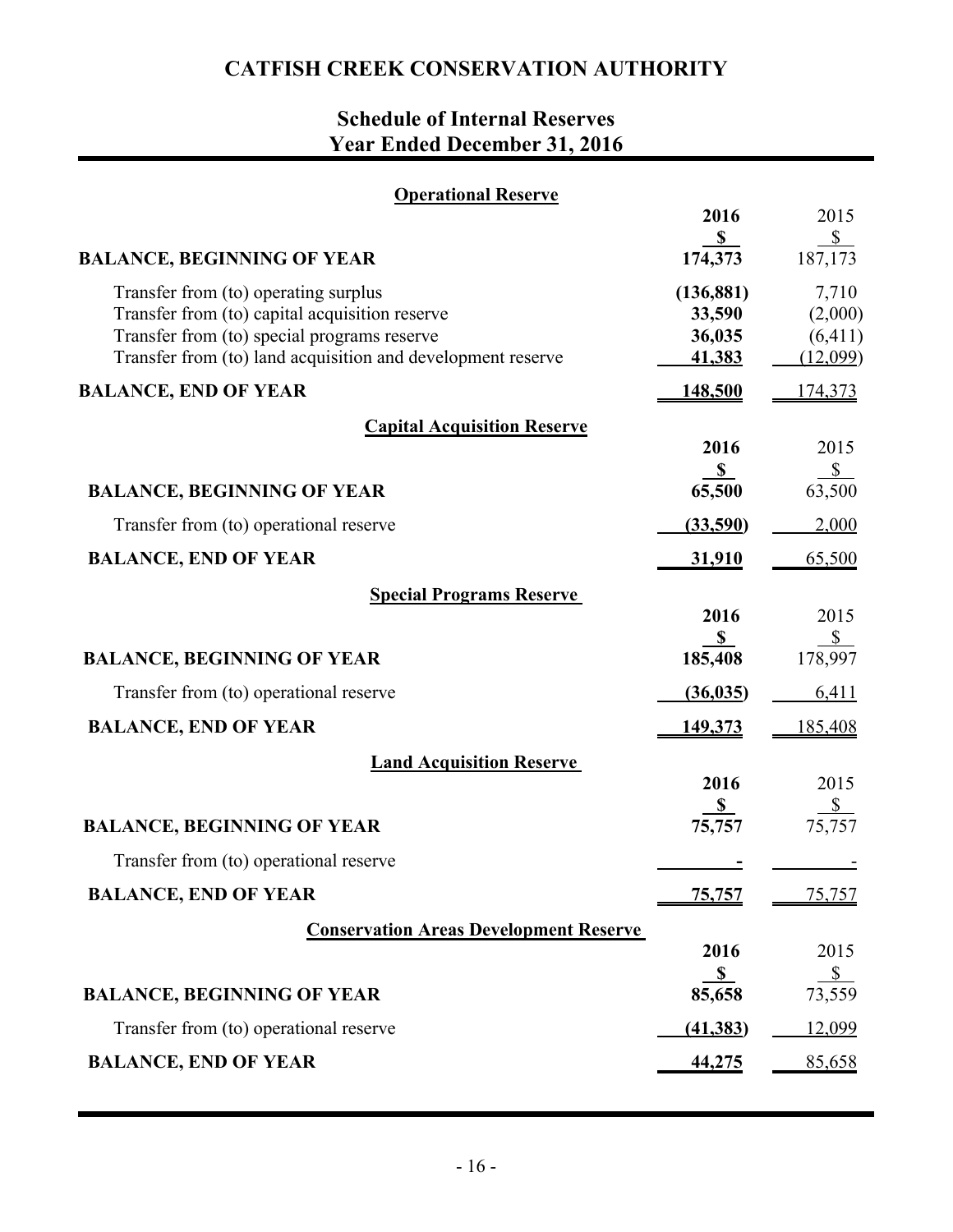# CATFISH CREEK CONSERVATION AUTHORITY

## Schedule of Internal Reserves
## Year Ended December 31, 2016

### Operational Reserve

| | 2016 | 2015 |
|---|---|---|
| | $ | $ |
| **BALANCE, BEGINNING OF YEAR** | **174,373** | 187,173 |
| Transfer from (to) operating surplus | **(136,881)** | 7,710 |
| Transfer from (to) capital acquisition reserve | **33,590** | (2,000) |
| Transfer from (to) special programs reserve | **36,035** | (6,411) |
| Transfer from (to) land acquisition and development reserve | **41,383** | (12,099) |
| **BALANCE, END OF YEAR** | **148,500** | 174,373 |

### Capital Acquisition Reserve

| | 2016 | 2015 |
|---|---|---|
| | $ | $ |
| **BALANCE, BEGINNING OF YEAR** | **65,500** | 63,500 |
| Transfer from (to) operational reserve | **(33,590)** | 2,000 |
| **BALANCE, END OF YEAR** | **31,910** | 65,500 |

### Special Programs Reserve

| | 2016 | 2015 |
|---|---|---|
| | $ | $ |
| **BALANCE, BEGINNING OF YEAR** | **185,408** | 178,997 |
| Transfer from (to) operational reserve | **(36,035)** | 6,411 |
| **BALANCE, END OF YEAR** | **149,373** | 185,408 |

### Land Acquisition Reserve

| | 2016 | 2015 |
|---|---|---|
| | $ | $ |
| **BALANCE, BEGINNING OF YEAR** | **75,757** | 75,757 |
| Transfer from (to) operational reserve | **-** | - |
| **BALANCE, END OF YEAR** | **75,757** | 75,757 |

### Conservation Areas Development Reserve

| | 2016 | 2015 |
|---|---|---|
| | $ | $ |
| **BALANCE, BEGINNING OF YEAR** | **85,658** | 73,559 |
| Transfer from (to) operational reserve | **(41,383)** | 12,099 |
| **BALANCE, END OF YEAR** | **44,275** | 85,658 |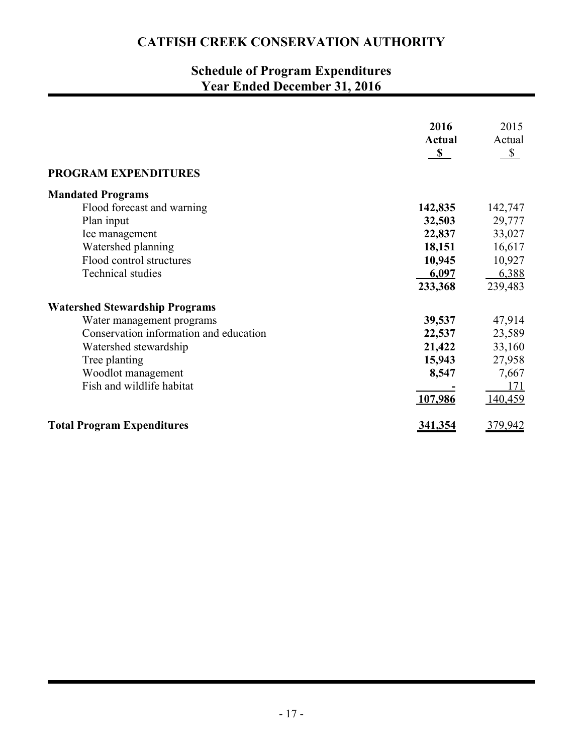# CATFISH CREEK CONSERVATION AUTHORITY

## Schedule of Program Expenditures
## Year Ended December 31, 2016

| | **2016 Actual $** | 2015 Actual $ |
|---|---|---|
| **PROGRAM EXPENDITURES** | | |
| **Mandated Programs** | | |
| Flood forecast and warning | **142,835** | 142,747 |
| Plan input | **32,503** | 29,777 |
| Ice management | **22,837** | 33,027 |
| Watershed planning | **18,151** | 16,617 |
| Flood control structures | **10,945** | 10,927 |
| Technical studies | **6,097** | 6,388 |
| | **233,368** | 239,483 |
| **Watershed Stewardship Programs** | | |
| Water management programs | **39,537** | 47,914 |
| Conservation information and education | **22,537** | 23,589 |
| Watershed stewardship | **21,422** | 33,160 |
| Tree planting | **15,943** | 27,958 |
| Woodlot management | **8,547** | 7,667 |
| Fish and wildlife habitat | **-** | 171 |
| | **107,986** | 140,459 |
| **Total Program Expenditures** | **341,354** | 379,942 |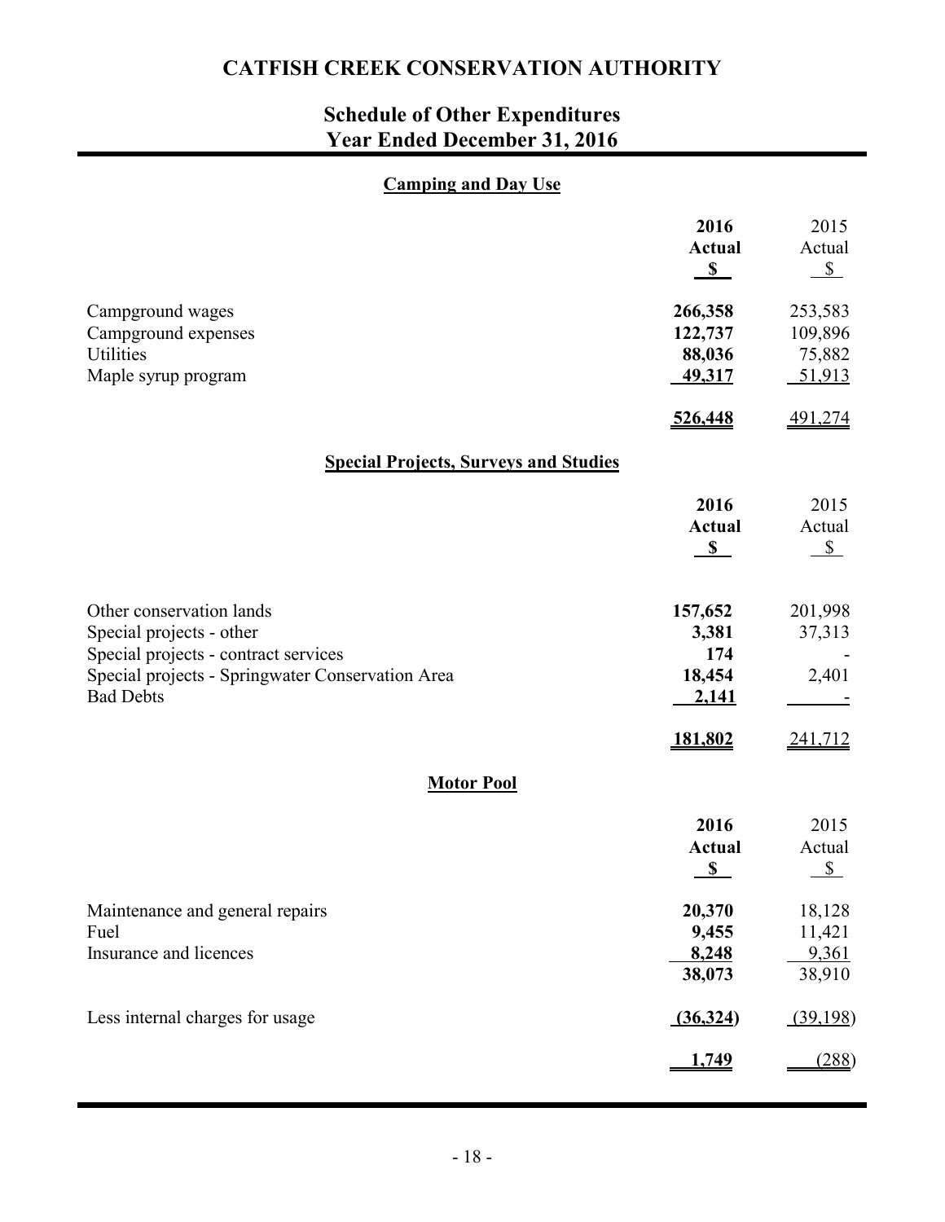# CATFISH CREEK CONSERVATION AUTHORITY

## Schedule of Other Expenditures
## Year Ended December 31, 2016

### Camping and Day Use

| | 2016 Actual $ | 2015 Actual $ |
|---|---|---|
| Campground wages | **266,358** | 253,583 |
| Campground expenses | **122,737** | 109,896 |
| Utilities | **88,036** | 75,882 |
| Maple syrup program | **49,317** | 51,913 |
| | **526,448** | 491,274 |

### Special Projects, Surveys and Studies

| | 2016 Actual $ | 2015 Actual $ |
|---|---|---|
| Other conservation lands | **157,652** | 201,998 |
| Special projects - other | **3,381** | 37,313 |
| Special projects - contract services | **174** | - |
| Special projects - Springwater Conservation Area | **18,454** | 2,401 |
| Bad Debts | **2,141** | - |
| | **181,802** | 241,712 |

### Motor Pool

| | 2016 Actual $ | 2015 Actual $ |
|---|---|---|
| Maintenance and general repairs | **20,370** | 18,128 |
| Fuel | **9,455** | 11,421 |
| Insurance and licences | **8,248** | 9,361 |
| | **38,073** | 38,910 |
| Less internal charges for usage | **(36,324)** | (39,198) |
| | **1,749** | (288) |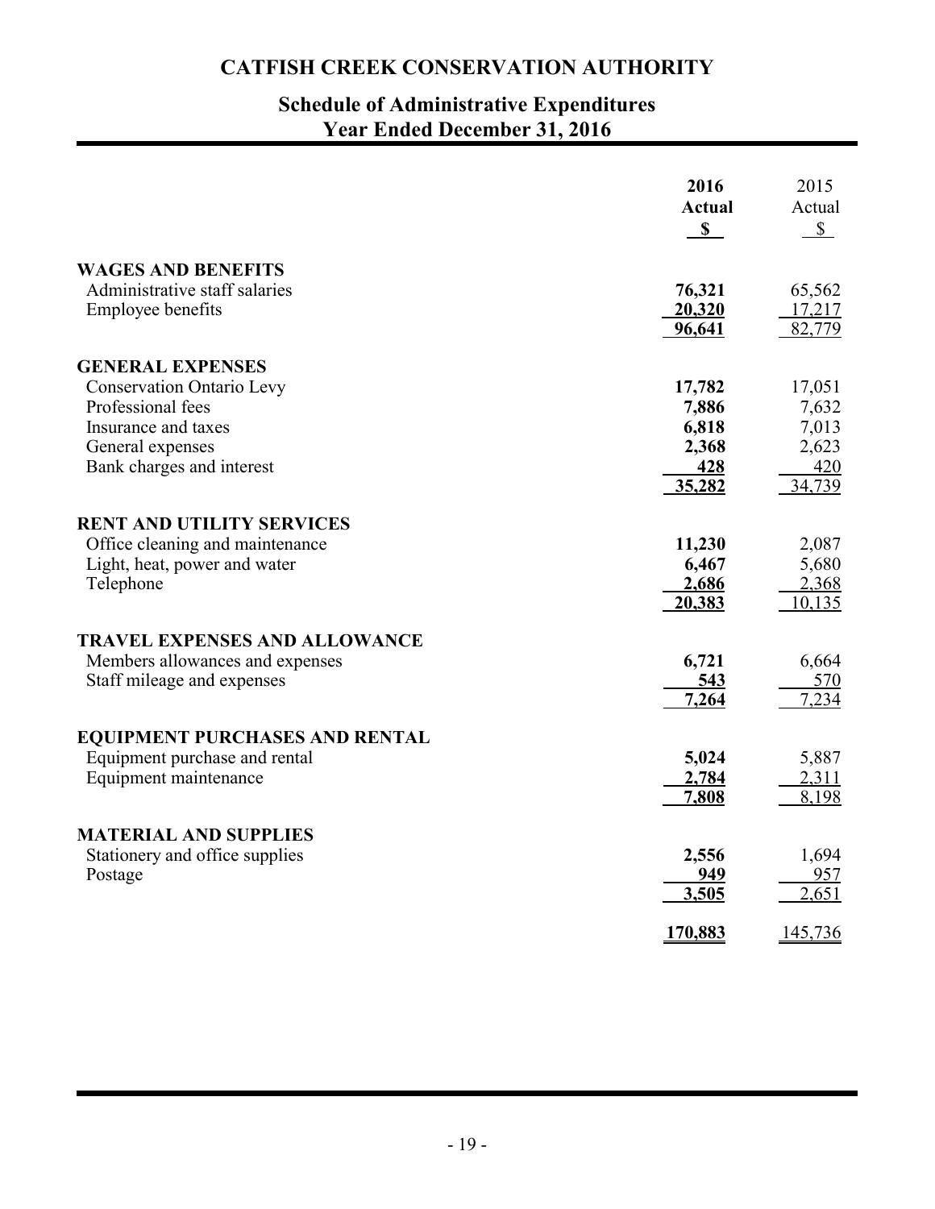# CATFISH CREEK CONSERVATION AUTHORITY

## Schedule of Administrative Expenditures
## Year Ended December 31, 2016

| | **2016 Actual $** | 2015 Actual $ |
|---|---|---|
| **WAGES AND BENEFITS** | | |
| Administrative staff salaries | **76,321** | 65,562 |
| Employee benefits | **20,320** | 17,217 |
| | **96,641** | 82,779 |
| **GENERAL EXPENSES** | | |
| Conservation Ontario Levy | **17,782** | 17,051 |
| Professional fees | **7,886** | 7,632 |
| Insurance and taxes | **6,818** | 7,013 |
| General expenses | **2,368** | 2,623 |
| Bank charges and interest | **428** | 420 |
| | **35,282** | 34,739 |
| **RENT AND UTILITY SERVICES** | | |
| Office cleaning and maintenance | **11,230** | 2,087 |
| Light, heat, power and water | **6,467** | 5,680 |
| Telephone | **2,686** | 2,368 |
| | **20,383** | 10,135 |
| **TRAVEL EXPENSES AND ALLOWANCE** | | |
| Members allowances and expenses | **6,721** | 6,664 |
| Staff mileage and expenses | **543** | 570 |
| | **7,264** | 7,234 |
| **EQUIPMENT PURCHASES AND RENTAL** | | |
| Equipment purchase and rental | **5,024** | 5,887 |
| Equipment maintenance | **2,784** | 2,311 |
| | **7,808** | 8,198 |
| **MATERIAL AND SUPPLIES** | | |
| Stationery and office supplies | **2,556** | 1,694 |
| Postage | **949** | 957 |
| | **3,505** | 2,651 |
| | **170,883** | 145,736 |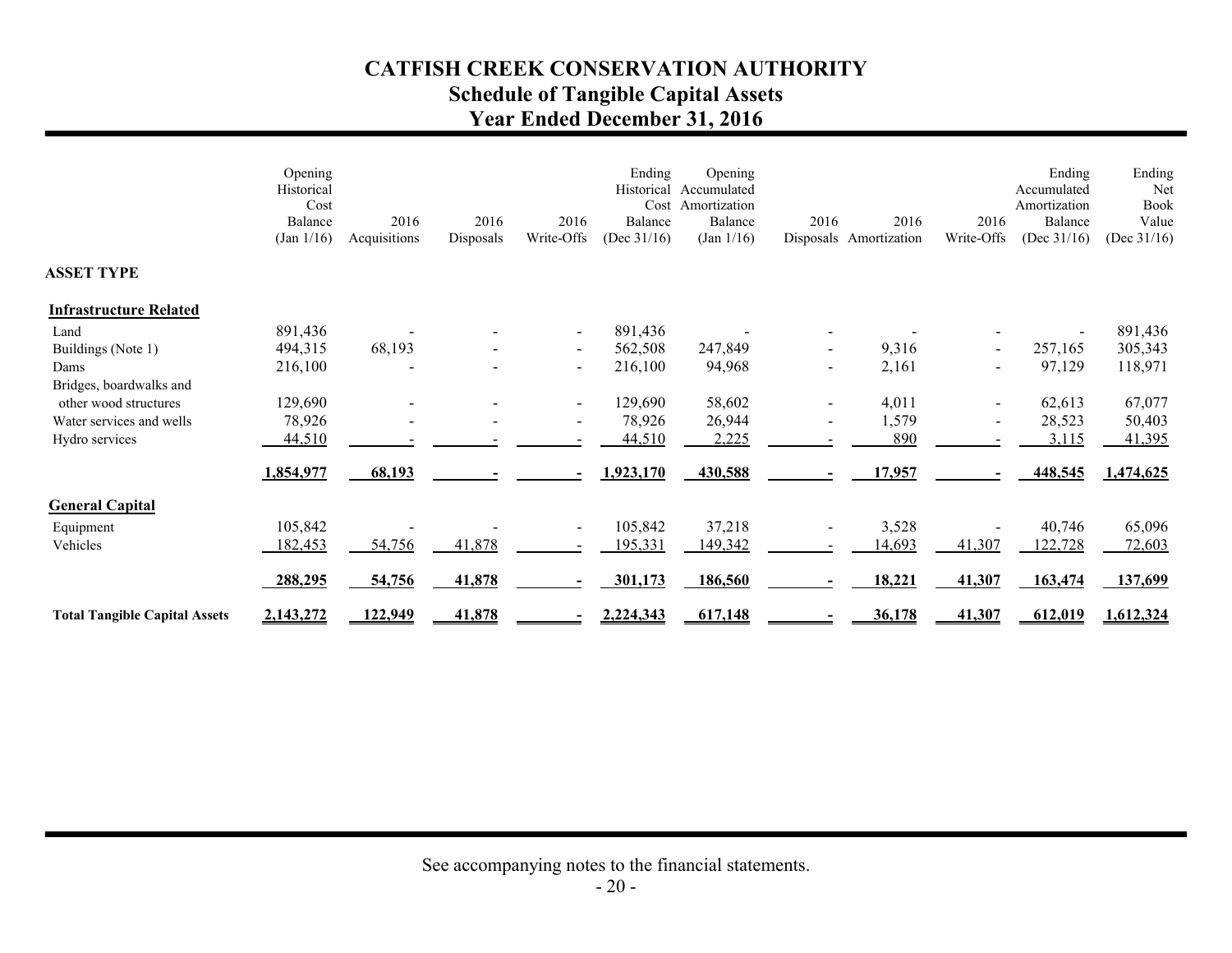# CATFISH CREEK CONSERVATION AUTHORITY
## Schedule of Tangible Capital Assets
## Year Ended December 31, 2016

| ASSET TYPE | Opening Historical Cost Balance (Jan 1/16) | 2016 Acquisitions | 2016 Disposals | 2016 Write-Offs | Ending Historical Cost Balance (Dec 31/16) | Opening Accumulated Amortization Balance (Jan 1/16) | 2016 Disposals | 2016 Amortization | 2016 Write-Offs | Ending Accumulated Amortization Balance (Dec 31/16) | Ending Net Book Value (Dec 31/16) |
|---|---|---|---|---|---|---|---|---|---|---|---|
| **Infrastructure Related** | | | | | | | | | | | |
| Land | 891,436 | - | - | - | 891,436 | - | - | - | - | - | 891,436 |
| Buildings (Note 1) | 494,315 | 68,193 | - | - | 562,508 | 247,849 | - | 9,316 | - | 257,165 | 305,343 |
| Dams | 216,100 | - | - | - | 216,100 | 94,968 | - | 2,161 | - | 97,129 | 118,971 |
| Bridges, boardwalks and other wood structures | 129,690 | - | - | - | 129,690 | 58,602 | - | 4,011 | - | 62,613 | 67,077 |
| Water services and wells | 78,926 | - | - | - | 78,926 | 26,944 | - | 1,579 | - | 28,523 | 50,403 |
| Hydro services | 44,510 | - | - | - | 44,510 | 2,225 | - | 890 | - | 3,115 | 41,395 |
| | **1,854,977** | **68,193** | **-** | **-** | **1,923,170** | **430,588** | **-** | **17,957** | **-** | **448,545** | **1,474,625** |
| **General Capital** | | | | | | | | | | | |
| Equipment | 105,842 | - | - | - | 105,842 | 37,218 | - | 3,528 | - | 40,746 | 65,096 |
| Vehicles | 182,453 | 54,756 | 41,878 | - | 195,331 | 149,342 | - | 14,693 | 41,307 | 122,728 | 72,603 |
| | **288,295** | **54,756** | **41,878** | **-** | **301,173** | **186,560** | **-** | **18,221** | **41,307** | **163,474** | **137,699** |
| **Total Tangible Capital Assets** | **2,143,272** | **122,949** | **41,878** | **-** | **2,224,343** | **617,148** | **-** | **36,178** | **41,307** | **612,019** | **1,612,324** |

See accompanying notes to the financial statements.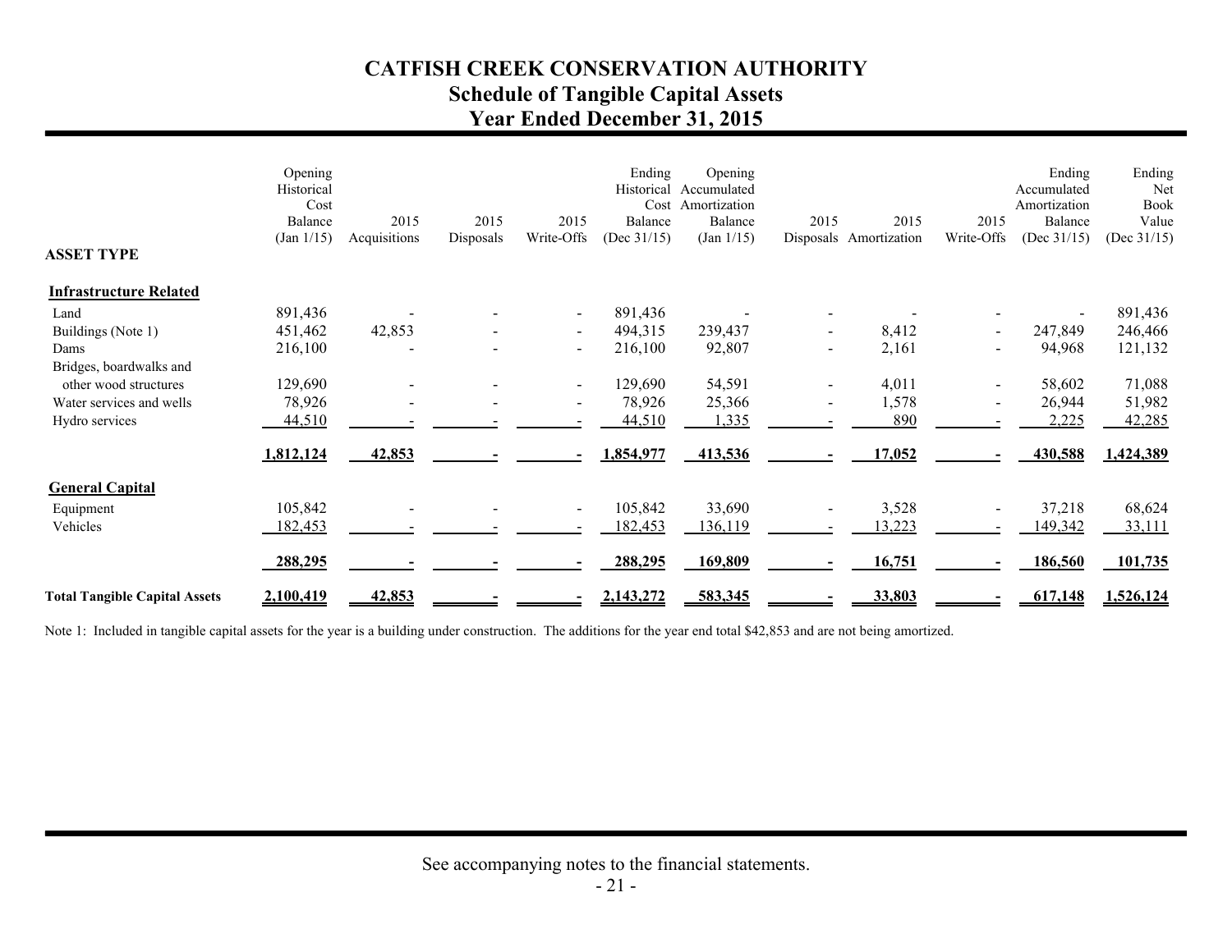# CATFISH CREEK CONSERVATION AUTHORITY
## Schedule of Tangible Capital Assets
## Year Ended December 31, 2015

| ASSET TYPE | Opening Historical Cost Balance (Jan 1/15) | 2015 Acquisitions | 2015 Disposals | 2015 Write-Offs | Ending Historical Cost Balance (Dec 31/15) | Opening Accumulated Amortization Balance (Jan 1/15) | 2015 Disposals | 2015 Amortization | 2015 Write-Offs | Ending Accumulated Amortization Balance (Dec 31/15) | Ending Net Book Value (Dec 31/15) |
|---|---|---|---|---|---|---|---|---|---|---|---|
| **Infrastructure Related** | | | | | | | | | | | |
| Land | 891,436 | - | - | - | 891,436 | - | - | - | - | - | 891,436 |
| Buildings (Note 1) | 451,462 | 42,853 | - | - | 494,315 | 239,437 | - | 8,412 | - | 247,849 | 246,466 |
| Dams | 216,100 | - | - | - | 216,100 | 92,807 | - | 2,161 | - | 94,968 | 121,132 |
| Bridges, boardwalks and other wood structures | 129,690 | - | - | - | 129,690 | 54,591 | - | 4,011 | - | 58,602 | 71,088 |
| Water services and wells | 78,926 | - | - | - | 78,926 | 25,366 | - | 1,578 | - | 26,944 | 51,982 |
| Hydro services | 44,510 | - | - | - | 44,510 | 1,335 | - | 890 | - | 2,225 | 42,285 |
| | **1,812,124** | **42,853** | **-** | **-** | **1,854,977** | **413,536** | **-** | **17,052** | **-** | **430,588** | **1,424,389** |
| **General Capital** | | | | | | | | | | | |
| Equipment | 105,842 | - | - | - | 105,842 | 33,690 | - | 3,528 | - | 37,218 | 68,624 |
| Vehicles | 182,453 | - | - | - | 182,453 | 136,119 | - | 13,223 | - | 149,342 | 33,111 |
| | **288,295** | **-** | **-** | **-** | **288,295** | **169,809** | **-** | **16,751** | **-** | **186,560** | **101,735** |
| **Total Tangible Capital Assets** | **2,100,419** | **42,853** | **-** | **-** | **2,143,272** | **583,345** | **-** | **33,803** | **-** | **617,148** | **1,526,124** |

Note 1: Included in tangible capital assets for the year is a building under construction. The additions for the year end total $42,853 and are not being amortized.

See accompanying notes to the financial statements.